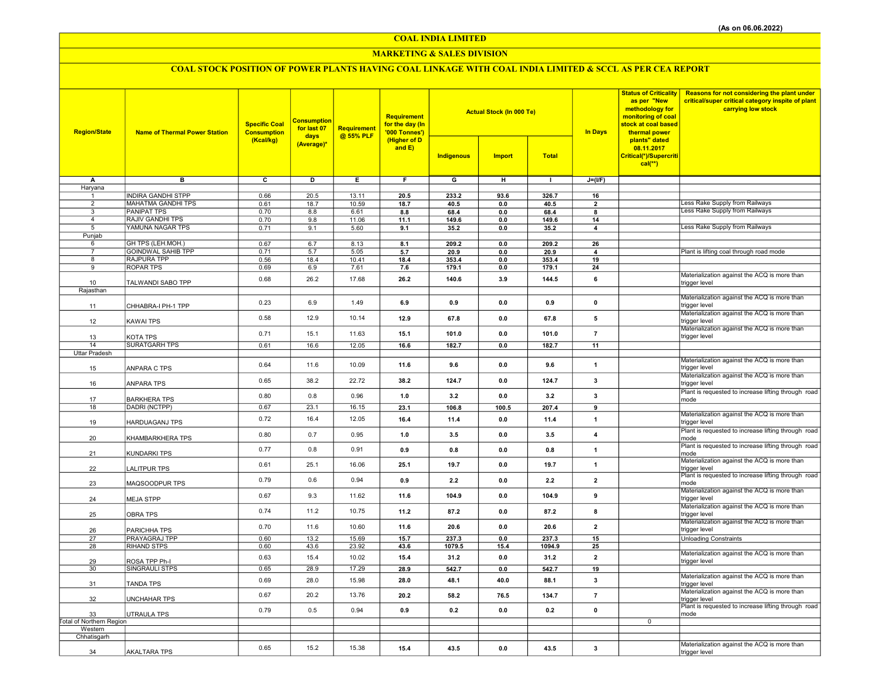(As on 06.06.2022)

# COAL INDIA LIMITED

## MARKETING & SALES DIVISION

### COAL STOCK POSITION OF POWER PLANTS HAVING COAL LINKAGE WITH COAL INDIA LIMITED & SCCL AS PER CEA REPORT

| Region/State | Name of Thermal Power Station | Specific Coal Consumption (Kcal/kg) | Consumption for last 07 days (Average)* | Requirement @ 55% PLF | Requirement for the day (In '000 Tonnes') (Higher of D and E) | Actual Stock (In 000 Te) | | | In Days | Status of Criticality as per "New methodology for monitoring of coal stock at coal based thermal power plants" dated 08.11.2017 Critical(*)/Supercritical(**) | Reasons for not considering the plant under critical/super critical category inspite of plant carrying low stock |
|---|---|---|---|---|---|---|---|---|---|---|---|
| | | | | | | Indigenous | Import | Total | | | |
| A | B | C | D | E | F | G | H | I | J=(I/F) | | |
| Haryana | | | | | | | | | | | |
| 1 | INDIRA GANDHI STPP | 0.66 | 20.5 | 13.11 | 20.5 | 233.2 | 93.6 | 326.7 | 16 | | |
| 2 | MAHATMA GANDHI TPS | 0.61 | 18.7 | 10.59 | 18.7 | 40.5 | 0.0 | 40.5 | 2 | | Less Rake Supply from Railways |
| 3 | PANIPAT TPS | 0.70 | 8.8 | 6.61 | 8.8 | 68.4 | 0.0 | 68.4 | 8 | | Less Rake Supply from Railways |
| 4 | RAJIV GANDHI TPS | 0.70 | 9.8 | 11.06 | 11.1 | 149.6 | 0.0 | 149.6 | 14 | | |
| 5 | YAMUNA NAGAR TPS | 0.71 | 9.1 | 5.60 | 9.1 | 35.2 | 0.0 | 35.2 | 4 | | Less Rake Supply from Railways |
| Punjab | | | | | | | | | | | |
| 6 | GH TPS (LEH.MOH.) | 0.67 | 6.7 | 8.13 | 8.1 | 209.2 | 0.0 | 209.2 | 26 | | |
| 7 | GOINDWAL SAHIB TPP | 0.71 | 5.7 | 5.05 | 5.7 | 20.9 | 0.0 | 20.9 | 4 | | Plant is lifting coal through road mode |
| 8 | RAJPURA TPP | 0.56 | 18.4 | 10.41 | 18.4 | 353.4 | 0.0 | 353.4 | 19 | | |
| 9 | ROPAR TPS | 0.69 | 6.9 | 7.61 | 7.6 | 179.1 | 0.0 | 179.1 | 24 | | |
| 10 | TALWANDI SABO TPP | 0.68 | 26.2 | 17.68 | 26.2 | 140.6 | 3.9 | 144.5 | 6 | | Materialization against the ACQ is more than trigger level |
| Rajasthan | | | | | | | | | | | |
| 11 | CHHABRA-I PH-1 TPP | 0.23 | 6.9 | 1.49 | 6.9 | 0.9 | 0.0 | 0.9 | 0 | | Materialization against the ACQ is more than trigger level |
| 12 | KAWAI TPS | 0.58 | 12.9 | 10.14 | 12.9 | 67.8 | 0.0 | 67.8 | 5 | | Materialization against the ACQ is more than trigger level |
| 13 | KOTA TPS | 0.71 | 15.1 | 11.63 | 15.1 | 101.0 | 0.0 | 101.0 | 7 | | Materialization against the ACQ is more than trigger level |
| 14 | SURATGARH TPS | 0.61 | 16.6 | 12.05 | 16.6 | 182.7 | 0.0 | 182.7 | 11 | | |
| Uttar Pradesh | | | | | | | | | | | |
| 15 | ANPARA C TPS | 0.64 | 11.6 | 10.09 | 11.6 | 9.6 | 0.0 | 9.6 | 1 | | Materialization against the ACQ is more than trigger level |
| 16 | ANPARA TPS | 0.65 | 38.2 | 22.72 | 38.2 | 124.7 | 0.0 | 124.7 | 3 | | Materialization against the ACQ is more than trigger level |
| 17 | BARKHERA TPS | 0.80 | 0.8 | 0.96 | 1.0 | 3.2 | 0.0 | 3.2 | 3 | | Plant is requested to increase lifting through road mode |
| 18 | DADRI (NCTPP) | 0.67 | 23.1 | 16.15 | 23.1 | 106.8 | 100.5 | 207.4 | 9 | | |
| 19 | HARDUAGANJ TPS | 0.72 | 16.4 | 12.05 | 16.4 | 11.4 | 0.0 | 11.4 | 1 | | Materialization against the ACQ is more than trigger level |
| 20 | KHAMBARKHERA TPS | 0.80 | 0.7 | 0.95 | 1.0 | 3.5 | 0.0 | 3.5 | 4 | | Plant is requested to increase lifting through road mode |
| 21 | KUNDARKI TPS | 0.77 | 0.8 | 0.91 | 0.9 | 0.8 | 0.0 | 0.8 | 1 | | Plant is requested to increase lifting through road mode |
| 22 | LALITPUR TPS | 0.61 | 25.1 | 16.06 | 25.1 | 19.7 | 0.0 | 19.7 | 1 | | Materialization against the ACQ is more than trigger level |
| 23 | MAQSOODPUR TPS | 0.79 | 0.6 | 0.94 | 0.9 | 2.2 | 0.0 | 2.2 | 2 | | Plant is requested to increase lifting through road mode |
| 24 | MEJA STPP | 0.67 | 9.3 | 11.62 | 11.6 | 104.9 | 0.0 | 104.9 | 9 | | Materialization against the ACQ is more than trigger level |
| 25 | OBRA TPS | 0.74 | 11.2 | 10.75 | 11.2 | 87.2 | 0.0 | 87.2 | 8 | | Materialization against the ACQ is more than trigger level |
| 26 | PARICHHA TPS | 0.70 | 11.6 | 10.60 | 11.6 | 20.6 | 0.0 | 20.6 | 2 | | Materialization against the ACQ is more than trigger level |
| 27 | PRAYAGRAJ TPP | 0.60 | 13.2 | 15.69 | 15.7 | 237.3 | 0.0 | 237.3 | 15 | | Unloading Constraints |
| 28 | RIHAND STPS | 0.60 | 43.6 | 23.92 | 43.6 | 1079.5 | 15.4 | 1094.9 | 25 | | |
| 29 | ROSA TPP Ph-I | 0.63 | 15.4 | 10.02 | 15.4 | 31.2 | 0.0 | 31.2 | 2 | | Materialization against the ACQ is more than trigger level |
| 30 | SINGRAULI STPS | 0.65 | 28.9 | 17.29 | 28.9 | 542.7 | 0.0 | 542.7 | 19 | | |
| 31 | TANDA TPS | 0.69 | 28.0 | 15.98 | 28.0 | 48.1 | 40.0 | 88.1 | 3 | | Materialization against the ACQ is more than trigger level |
| 32 | UNCHAHAR TPS | 0.67 | 20.2 | 13.76 | 20.2 | 58.2 | 76.5 | 134.7 | 7 | | Materialization against the ACQ is more than trigger level |
| 33 | UTRAULA TPS | 0.79 | 0.5 | 0.94 | 0.9 | 0.2 | 0.0 | 0.2 | 0 | | Plant is requested to increase lifting through road mode |
| Total of Northern Region | | | | | | | | | | 0 | |
| Western | | | | | | | | | | | |
| Chhatisgarh | | | | | | | | | | | |
| 34 | AKALTARA TPS | 0.65 | 15.2 | 15.38 | 15.4 | 43.5 | 0.0 | 43.5 | 3 | | Materialization against the ACQ is more than trigger level |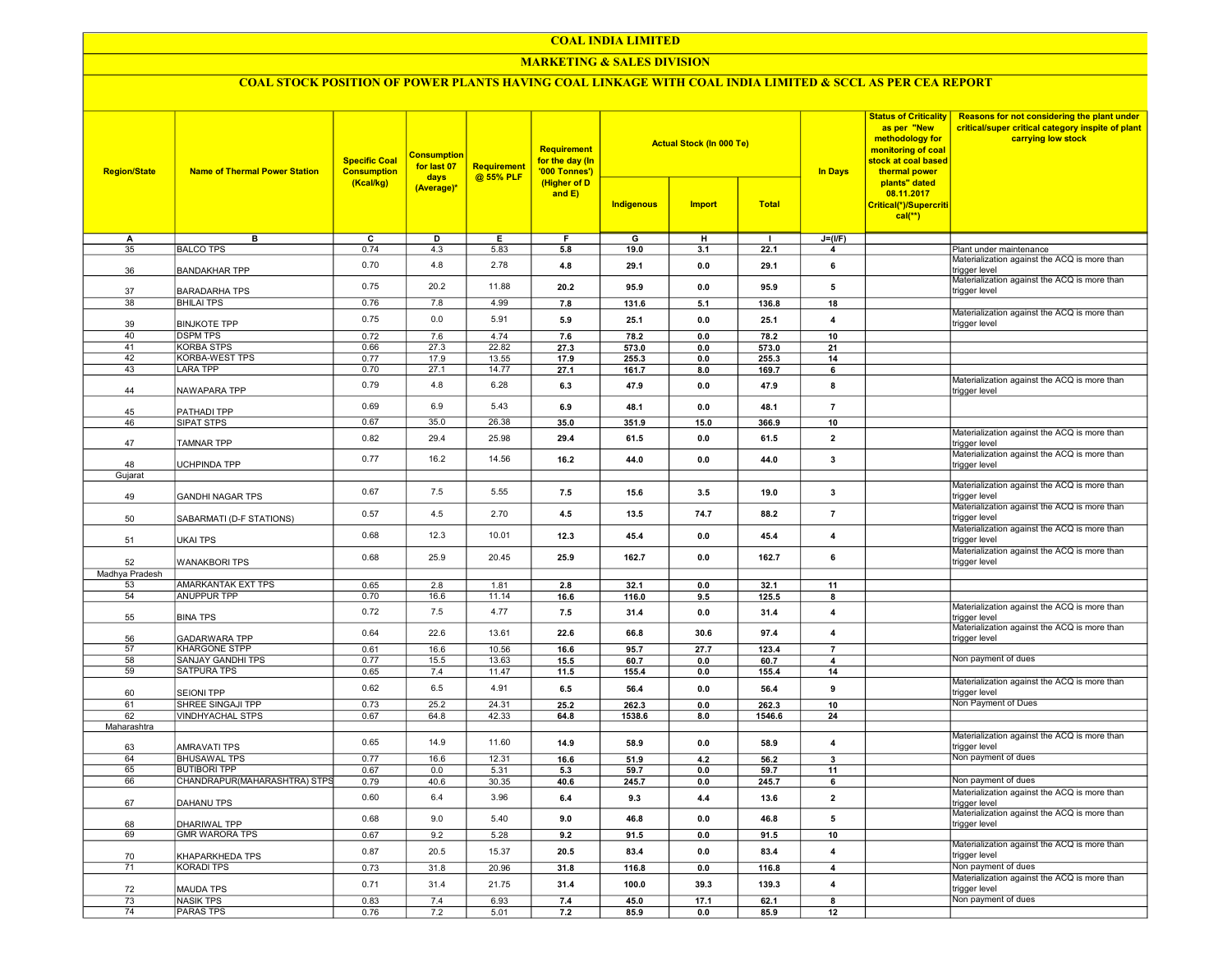# COAL INDIA LIMITED

## MARKETING & SALES DIVISION

### COAL STOCK POSITION OF POWER PLANTS HAVING COAL LINKAGE WITH COAL INDIA LIMITED & SCCL AS PER CEA REPORT

| Region/State | Name of Thermal Power Station | Specific Coal Consumption (Kcal/kg) | Consumption for last 07 days (Average)* | Requirement @ 55% PLF | Requirement for the day (In '000 Tonnes') (Higher of D and E) | Actual Stock (In 000 Te) | | | In Days | Status of Criticality as per "New methodology for monitoring of coal stock at coal based thermal power plants" dated 08.11.2017 Critical(*)/Supercritical(**) | Reasons for not considering the plant under critical/super critical category inspite of plant carrying low stock |
|---|---|---|---|---|---|---|---|---|---|---|---|
| | | | | | | Indigenous | Import | Total | | | |
| A | B | C | D | E | F | G | H | I | J=(I/F) | | |
| 35 | BALCO TPS | 0.74 | 4.3 | 5.83 | 5.8 | 19.0 | 3.1 | 22.1 | 4 | | Plant under maintenance |
| 36 | BANDAKHAR TPP | 0.70 | 4.8 | 2.78 | 4.8 | 29.1 | 0.0 | 29.1 | 6 | | Materialization against the ACQ is more than trigger level |
| 37 | BARADARHA TPS | 0.75 | 20.2 | 11.88 | 20.2 | 95.9 | 0.0 | 95.9 | 5 | | Materialization against the ACQ is more than trigger level |
| 38 | BHILAI TPS | 0.76 | 7.8 | 4.99 | 7.8 | 131.6 | 5.1 | 136.8 | 18 | | |
| 39 | BINJKOTE TPP | 0.75 | 0.0 | 5.91 | 5.9 | 25.1 | 0.0 | 25.1 | 4 | | Materialization against the ACQ is more than trigger level |
| 40 | DSPM TPS | 0.72 | 7.6 | 4.74 | 7.6 | 78.2 | 0.0 | 78.2 | 10 | | |
| 41 | KORBA STPS | 0.66 | 27.3 | 22.82 | 27.3 | 573.0 | 0.0 | 573.0 | 21 | | |
| 42 | KORBA-WEST TPS | 0.77 | 17.9 | 13.55 | 17.9 | 255.3 | 0.0 | 255.3 | 14 | | |
| 43 | LARA TPP | 0.70 | 27.1 | 14.77 | 27.1 | 161.7 | 8.0 | 169.7 | 6 | | |
| 44 | NAWAPARA TPP | 0.79 | 4.8 | 6.28 | 6.3 | 47.9 | 0.0 | 47.9 | 8 | | Materialization against the ACQ is more than trigger level |
| 45 | PATHADI TPP | 0.69 | 6.9 | 5.43 | 6.9 | 48.1 | 0.0 | 48.1 | 7 | | |
| 46 | SIPAT STPS | 0.67 | 35.0 | 26.38 | 35.0 | 351.9 | 15.0 | 366.9 | 10 | | |
| 47 | TAMNAR TPP | 0.82 | 29.4 | 25.98 | 29.4 | 61.5 | 0.0 | 61.5 | 2 | | Materialization against the ACQ is more than trigger level |
| 48 | UCHPINDA TPP | 0.77 | 16.2 | 14.56 | 16.2 | 44.0 | 0.0 | 44.0 | 3 | | Materialization against the ACQ is more than trigger level |
| Gujarat | | | | | | | | | | | |
| 49 | GANDHI NAGAR TPS | 0.67 | 7.5 | 5.55 | 7.5 | 15.6 | 3.5 | 19.0 | 3 | | Materialization against the ACQ is more than trigger level |
| 50 | SABARMATI (D-F STATIONS) | 0.57 | 4.5 | 2.70 | 4.5 | 13.5 | 74.7 | 88.2 | 7 | | Materialization against the ACQ is more than trigger level |
| 51 | UKAI TPS | 0.68 | 12.3 | 10.01 | 12.3 | 45.4 | 0.0 | 45.4 | 4 | | Materialization against the ACQ is more than trigger level |
| 52 | WANAKBORI TPS | 0.68 | 25.9 | 20.45 | 25.9 | 162.7 | 0.0 | 162.7 | 6 | | Materialization against the ACQ is more than trigger level |
| Madhya Pradesh | | | | | | | | | | | |
| 53 | AMARKANTAK EXT TPS | 0.65 | 2.8 | 1.81 | 2.8 | 32.1 | 0.0 | 32.1 | 11 | | |
| 54 | ANUPPUR TPP | 0.70 | 16.6 | 11.14 | 16.6 | 116.0 | 9.5 | 125.5 | 8 | | |
| 55 | BINA TPS | 0.72 | 7.5 | 4.77 | 7.5 | 31.4 | 0.0 | 31.4 | 4 | | Materialization against the ACQ is more than trigger level |
| 56 | GADARWARA TPP | 0.64 | 22.6 | 13.61 | 22.6 | 66.8 | 30.6 | 97.4 | 4 | | Materialization against the ACQ is more than trigger level |
| 57 | KHARGONE STPP | 0.61 | 16.6 | 10.56 | 16.6 | 95.7 | 27.7 | 123.4 | 7 | | |
| 58 | SANJAY GANDHI TPS | 0.77 | 15.5 | 13.63 | 15.5 | 60.7 | 0.0 | 60.7 | 4 | | Non payment of dues |
| 59 | SATPURA TPS | 0.65 | 7.4 | 11.47 | 11.5 | 155.4 | 0.0 | 155.4 | 14 | | |
| 60 | SEIONI TPP | 0.62 | 6.5 | 4.91 | 6.5 | 56.4 | 0.0 | 56.4 | 9 | | Materialization against the ACQ is more than trigger level |
| 61 | SHREE SINGAJI TPP | 0.73 | 25.2 | 24.31 | 25.2 | 262.3 | 0.0 | 262.3 | 10 | | Non Payment of Dues |
| 62 | VINDHYACHAL STPS | 0.67 | 64.8 | 42.33 | 64.8 | 1538.6 | 8.0 | 1546.6 | 24 | | |
| Maharashtra | | | | | | | | | | | |
| 63 | AMRAVATI TPS | 0.65 | 14.9 | 11.60 | 14.9 | 58.9 | 0.0 | 58.9 | 4 | | Materialization against the ACQ is more than trigger level |
| 64 | BHUSAWAL TPS | 0.77 | 16.6 | 12.31 | 16.6 | 51.9 | 4.2 | 56.2 | 3 | | Non payment of dues |
| 65 | BUTIBORI TPP | 0.67 | 0.0 | 5.31 | 5.3 | 59.7 | 0.0 | 59.7 | 11 | | |
| 66 | CHANDRAPUR(MAHARASHTRA) STPS | 0.79 | 40.6 | 30.35 | 40.6 | 245.7 | 0.0 | 245.7 | 6 | | Non payment of dues |
| 67 | DAHANU TPS | 0.60 | 6.4 | 3.96 | 6.4 | 9.3 | 4.4 | 13.6 | 2 | | Materialization against the ACQ is more than trigger level |
| 68 | DHARIWAL TPP | 0.68 | 9.0 | 5.40 | 9.0 | 46.8 | 0.0 | 46.8 | 5 | | Materialization against the ACQ is more than trigger level |
| 69 | GMR WARORA TPS | 0.67 | 9.2 | 5.28 | 9.2 | 91.5 | 0.0 | 91.5 | 10 | | |
| 70 | KHAPARKHEDA TPS | 0.87 | 20.5 | 15.37 | 20.5 | 83.4 | 0.0 | 83.4 | 4 | | Materialization against the ACQ is more than trigger level |
| 71 | KORADI TPS | 0.73 | 31.8 | 20.96 | 31.8 | 116.8 | 0.0 | 116.8 | 4 | | Non payment of dues |
| 72 | MAUDA TPS | 0.71 | 31.4 | 21.75 | 31.4 | 100.0 | 39.3 | 139.3 | 4 | | Materialization against the ACQ is more than trigger level |
| 73 | NASIK TPS | 0.83 | 7.4 | 6.93 | 7.4 | 45.0 | 17.1 | 62.1 | 8 | | Non payment of dues |
| 74 | PARAS TPS | 0.76 | 7.2 | 5.01 | 7.2 | 85.9 | 0.0 | 85.9 | 12 | | |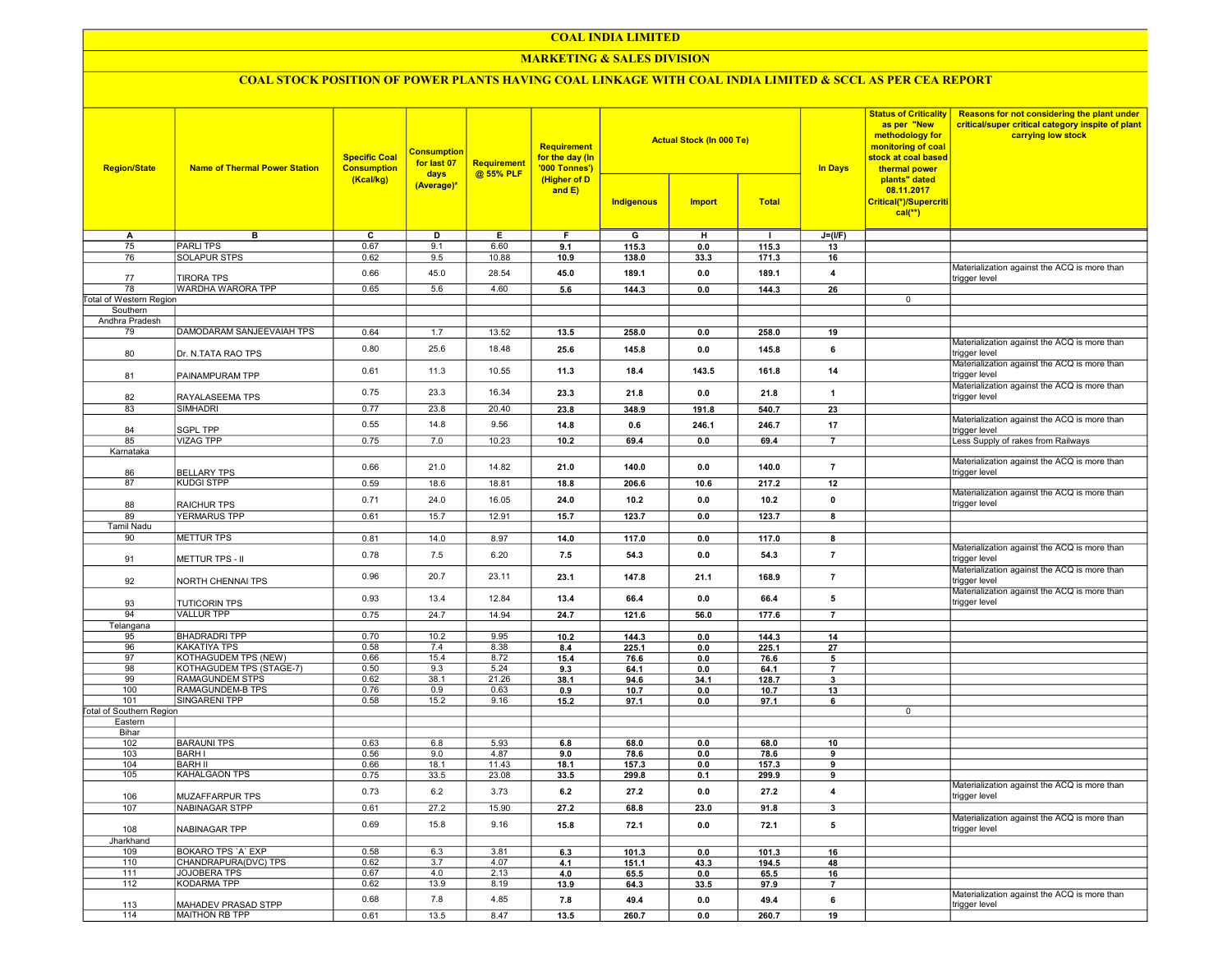# COAL INDIA LIMITED

## MARKETING & SALES DIVISION

### COAL STOCK POSITION OF POWER PLANTS HAVING COAL LINKAGE WITH COAL INDIA LIMITED & SCCL AS PER CEA REPORT

| Region/State | Name of Thermal Power Station | Specific Coal Consumption (Kcal/kg) | Consumption for last 07 days (Average)* | Requirement @ 55% PLF | Requirement for the day (In '000 Tonnes') (Higher of D and E) | Actual Stock (In 000 Te) | | | In Days | Status of Criticality as per "New methodology for monitoring of coal stock at coal based thermal power plants" dated 08.11.2017 Critical(*)/Supercritical(**) | Reasons for not considering the plant under critical/super critical category inspite of plant carrying low stock |
|---|---|---|---|---|---|---|---|---|---|---|---|
| | | | | | | Indigenous | Import | Total | | | |
| A | B | C | D | E | F | G | H | I | J=(I/F) | | |
| 75 | PARLI TPS | 0.67 | 9.1 | 6.60 | 9.1 | 115.3 | 0.0 | 115.3 | 13 | | |
| 76 | SOLAPUR STPS | 0.62 | 9.5 | 10.88 | 10.9 | 138.0 | 33.3 | 171.3 | 16 | | |
| 77 | TIRORA TPS | 0.66 | 45.0 | 28.54 | 45.0 | 189.1 | 0.0 | 189.1 | 4 | | Materialization against the ACQ is more than trigger level |
| 78 | WARDHA WARORA TPP | 0.65 | 5.6 | 4.60 | 5.6 | 144.3 | 0.0 | 144.3 | 26 | | |
| Total of Western Region | | | | | | | | | | 0 | |
| Southern | | | | | | | | | | | |
| Andhra Pradesh | | | | | | | | | | | |
| 79 | DAMODARAM SANJEEVAIAH TPS | 0.64 | 1.7 | 13.52 | 13.5 | 258.0 | 0.0 | 258.0 | 19 | | |
| 80 | Dr. N.TATA RAO TPS | 0.80 | 25.6 | 18.48 | 25.6 | 145.8 | 0.0 | 145.8 | 6 | | Materialization against the ACQ is more than trigger level |
| 81 | PAINAMPURAM TPP | 0.61 | 11.3 | 10.55 | 11.3 | 18.4 | 143.5 | 161.8 | 14 | | Materialization against the ACQ is more than trigger level |
| 82 | RAYALASEEMA TPS | 0.75 | 23.3 | 16.34 | 23.3 | 21.8 | 0.0 | 21.8 | 1 | | Materialization against the ACQ is more than trigger level |
| 83 | SIMHADRI | 0.77 | 23.8 | 20.40 | 23.8 | 348.9 | 191.8 | 540.7 | 23 | | |
| 84 | SGPL TPP | 0.55 | 14.8 | 9.56 | 14.8 | 0.6 | 246.1 | 246.7 | 17 | | Materialization against the ACQ is more than trigger level |
| 85 | VIZAG TPP | 0.75 | 7.0 | 10.23 | 10.2 | 69.4 | 0.0 | 69.4 | 7 | | Less Supply of rakes from Railways |
| Karnataka | | | | | | | | | | | |
| 86 | BELLARY TPS | 0.66 | 21.0 | 14.82 | 21.0 | 140.0 | 0.0 | 140.0 | 7 | | Materialization against the ACQ is more than trigger level |
| 87 | KUDGI STPP | 0.59 | 18.6 | 18.81 | 18.8 | 206.6 | 10.6 | 217.2 | 12 | | |
| 88 | RAICHUR TPS | 0.71 | 24.0 | 16.05 | 24.0 | 10.2 | 0.0 | 10.2 | 0 | | Materialization against the ACQ is more than trigger level |
| 89 | YERMARUS TPP | 0.61 | 15.7 | 12.91 | 15.7 | 123.7 | 0.0 | 123.7 | 8 | | |
| Tamil Nadu | | | | | | | | | | | |
| 90 | METTUR TPS | 0.81 | 14.0 | 8.97 | 14.0 | 117.0 | 0.0 | 117.0 | 8 | | |
| 91 | METTUR TPS - II | 0.78 | 7.5 | 6.20 | 7.5 | 54.3 | 0.0 | 54.3 | 7 | | Materialization against the ACQ is more than trigger level |
| 92 | NORTH CHENNAI TPS | 0.96 | 20.7 | 23.11 | 23.1 | 147.8 | 21.1 | 168.9 | 7 | | Materialization against the ACQ is more than trigger level |
| 93 | TUTICORIN TPS | 0.93 | 13.4 | 12.84 | 13.4 | 66.4 | 0.0 | 66.4 | 5 | | Materialization against the ACQ is more than trigger level |
| 94 | VALLUR TPP | 0.75 | 24.7 | 14.94 | 24.7 | 121.6 | 56.0 | 177.6 | 7 | | |
| Telangana | | | | | | | | | | | |
| 95 | BHADRADRI TPP | 0.70 | 10.2 | 9.95 | 10.2 | 144.3 | 0.0 | 144.3 | 14 | | |
| 96 | KAKATIYA TPS | 0.58 | 7.4 | 8.38 | 8.4 | 225.1 | 0.0 | 225.1 | 27 | | |
| 97 | KOTHAGUDEM TPS (NEW) | 0.66 | 15.4 | 8.72 | 15.4 | 76.6 | 0.0 | 76.6 | 5 | | |
| 98 | KOTHAGUDEM TPS (STAGE-7) | 0.50 | 9.3 | 5.24 | 9.3 | 64.1 | 0.0 | 64.1 | 7 | | |
| 99 | RAMAGUNDEM STPS | 0.62 | 38.1 | 21.26 | 38.1 | 94.6 | 34.1 | 128.7 | 3 | | |
| 100 | RAMAGUNDEM-B TPS | 0.76 | 0.9 | 0.63 | 0.9 | 10.7 | 0.0 | 10.7 | 13 | | |
| 101 | SINGARENI TPP | 0.58 | 15.2 | 9.16 | 15.2 | 97.1 | 0.0 | 97.1 | 6 | | |
| Total of Southern Region | | | | | | | | | | 0 | |
| Eastern | | | | | | | | | | | |
| Bihar | | | | | | | | | | | |
| 102 | BARAUNI TPS | 0.63 | 6.8 | 5.93 | 6.8 | 68.0 | 0.0 | 68.0 | 10 | | |
| 103 | BARH I | 0.56 | 9.0 | 4.87 | 9.0 | 78.6 | 0.0 | 78.6 | 9 | | |
| 104 | BARH II | 0.66 | 18.1 | 11.43 | 18.1 | 157.3 | 0.0 | 157.3 | 9 | | |
| 105 | KAHALGAON TPS | 0.75 | 33.5 | 23.08 | 33.5 | 299.8 | 0.1 | 299.9 | 9 | | |
| 106 | MUZAFFARPUR TPS | 0.73 | 6.2 | 3.73 | 6.2 | 27.2 | 0.0 | 27.2 | 4 | | Materialization against the ACQ is more than trigger level |
| 107 | NABINAGAR STPP | 0.61 | 27.2 | 15.90 | 27.2 | 68.8 | 23.0 | 91.8 | 3 | | |
| 108 | NABINAGAR TPP | 0.69 | 15.8 | 9.16 | 15.8 | 72.1 | 0.0 | 72.1 | 5 | | Materialization against the ACQ is more than trigger level |
| Jharkhand | | | | | | | | | | | |
| 109 | BOKARO TPS `A` EXP | 0.58 | 6.3 | 3.81 | 6.3 | 101.3 | 0.0 | 101.3 | 16 | | |
| 110 | CHANDRAPURA(DVC) TPS | 0.62 | 3.7 | 4.07 | 4.1 | 151.1 | 43.3 | 194.5 | 48 | | |
| 111 | JOJOBERA TPS | 0.67 | 4.0 | 2.13 | 4.0 | 65.5 | 0.0 | 65.5 | 16 | | |
| 112 | KODARMA TPP | 0.62 | 13.9 | 8.19 | 13.9 | 64.3 | 33.5 | 97.9 | 7 | | |
| 113 | MAHADEV PRASAD STPP | 0.68 | 7.8 | 4.85 | 7.8 | 49.4 | 0.0 | 49.4 | 6 | | Materialization against the ACQ is more than trigger level |
| 114 | MAITHON RB TPP | 0.61 | 13.5 | 8.47 | 13.5 | 260.7 | 0.0 | 260.7 | 19 | | |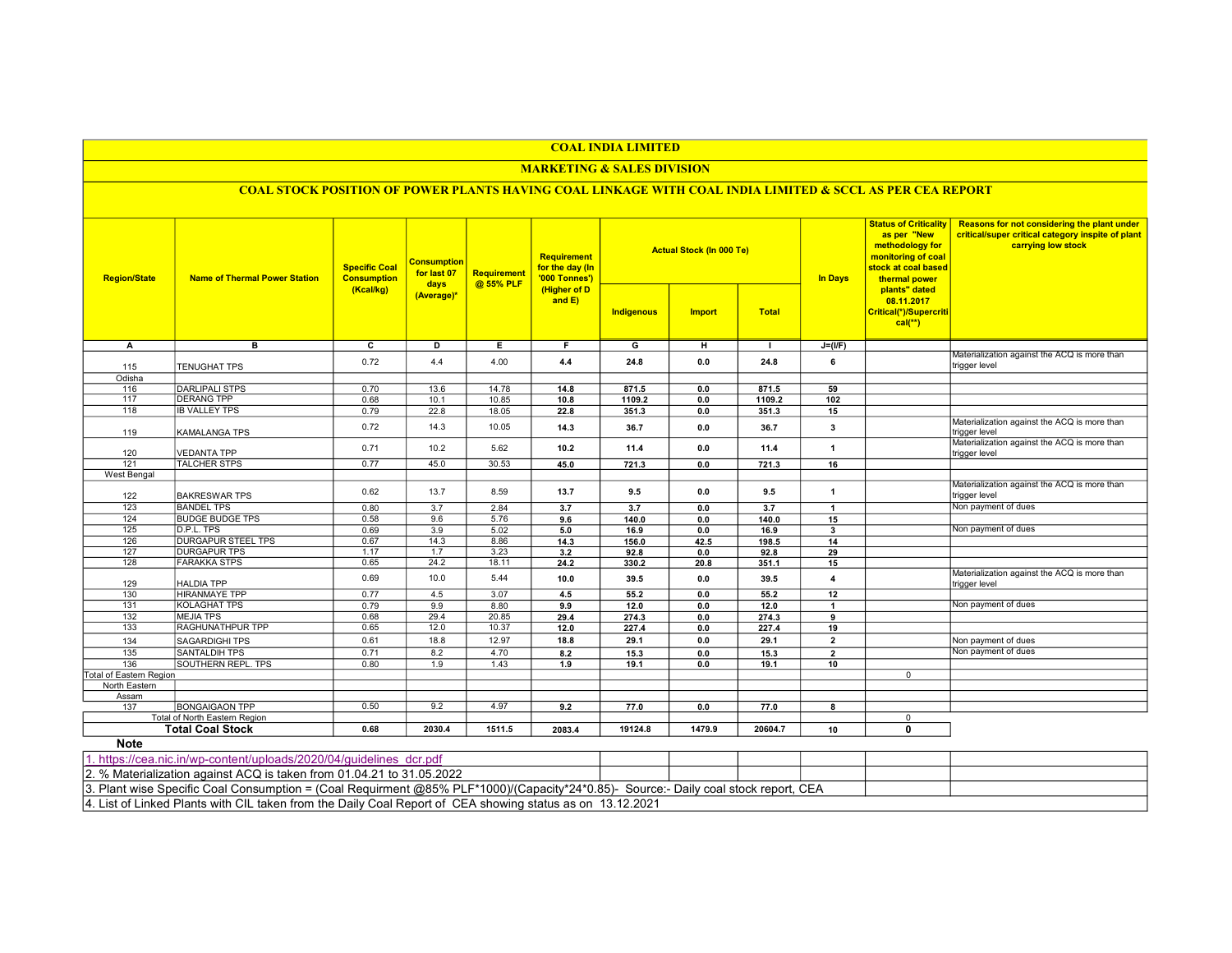# COAL INDIA LIMITED

## MARKETING & SALES DIVISION

### COAL STOCK POSITION OF POWER PLANTS HAVING COAL LINKAGE WITH COAL INDIA LIMITED & SCCL AS PER CEA REPORT

| Region/State | Name of Thermal Power Station | Specific Coal Consumption (Kcal/kg) | Consumption for last 07 days (Average)* | Requirement @ 55% PLF | Requirement for the day (In '000 Tonnes') (Higher of D and E) | Actual Stock (In 000 Te) | | | In Days | Status of Criticality as per "New methodology for monitoring of coal stock at coal based thermal power plants" dated 08.11.2017 Critical(*)/Supercritical(**) | Reasons for not considering the plant under critical/super critical category inspite of plant carrying low stock |
|---|---|---|---|---|---|---|---|---|---|---|---|
| | | | | | | Indigenous | Import | Total | | | |
| A | B | C | D | E | F | G | H | I | J=(I/F) | | |
| 115 | TENUGHAT TPS | 0.72 | 4.4 | 4.00 | 4.4 | 24.8 | 0.0 | 24.8 | 6 | | Materialization against the ACQ is more than trigger level |
| Odisha | | | | | | | | | | | |
| 116 | DARLIPALI STPS | 0.70 | 13.6 | 14.78 | 14.8 | 871.5 | 0.0 | 871.5 | 59 | | |
| 117 | DERANG TPP | 0.68 | 10.1 | 10.85 | 10.8 | 1109.2 | 0.0 | 1109.2 | 102 | | |
| 118 | IB VALLEY TPS | 0.79 | 22.8 | 18.05 | 22.8 | 351.3 | 0.0 | 351.3 | 15 | | |
| 119 | KAMALANGA TPS | 0.72 | 14.3 | 10.05 | 14.3 | 36.7 | 0.0 | 36.7 | 3 | | Materialization against the ACQ is more than trigger level |
| 120 | VEDANTA TPP | 0.71 | 10.2 | 5.62 | 10.2 | 11.4 | 0.0 | 11.4 | 1 | | Materialization against the ACQ is more than trigger level |
| 121 | TALCHER STPS | 0.77 | 45.0 | 30.53 | 45.0 | 721.3 | 0.0 | 721.3 | 16 | | |
| West Bengal | | | | | | | | | | | |
| 122 | BAKRESWAR TPS | 0.62 | 13.7 | 8.59 | 13.7 | 9.5 | 0.0 | 9.5 | 1 | | Materialization against the ACQ is more than trigger level |
| 123 | BANDEL TPS | 0.80 | 3.7 | 2.84 | 3.7 | 3.7 | 0.0 | 3.7 | 1 | | Non payment of dues |
| 124 | BUDGE BUDGE TPS | 0.58 | 9.6 | 5.76 | 9.6 | 140.0 | 0.0 | 140.0 | 15 | | |
| 125 | D.P.L. TPS | 0.69 | 3.9 | 5.02 | 5.0 | 16.9 | 0.0 | 16.9 | 3 | | Non payment of dues |
| 126 | DURGAPUR STEEL TPS | 0.67 | 14.3 | 8.86 | 14.3 | 156.0 | 42.5 | 198.5 | 14 | | |
| 127 | DURGAPUR TPS | 1.17 | 1.7 | 3.23 | 3.2 | 92.8 | 0.0 | 92.8 | 29 | | |
| 128 | FARAKKA STPS | 0.65 | 24.2 | 18.11 | 24.2 | 330.2 | 20.8 | 351.1 | 15 | | |
| 129 | HALDIA TPP | 0.69 | 10.0 | 5.44 | 10.0 | 39.5 | 0.0 | 39.5 | 4 | | Materialization against the ACQ is more than trigger level |
| 130 | HIRANMAYE TPP | 0.77 | 4.5 | 3.07 | 4.5 | 55.2 | 0.0 | 55.2 | 12 | | |
| 131 | KOLAGHAT TPS | 0.79 | 9.9 | 8.80 | 9.9 | 12.0 | 0.0 | 12.0 | 1 | | Non payment of dues |
| 132 | MEJIA TPS | 0.68 | 29.4 | 20.85 | 29.4 | 274.3 | 0.0 | 274.3 | 9 | | |
| 133 | RAGHUNATHPUR TPP | 0.65 | 12.0 | 10.37 | 12.0 | 227.4 | 0.0 | 227.4 | 19 | | |
| 134 | SAGARDIGHI TPS | 0.61 | 18.8 | 12.97 | 18.8 | 29.1 | 0.0 | 29.1 | 2 | | Non payment of dues |
| 135 | SANTALDIH TPS | 0.71 | 8.2 | 4.70 | 8.2 | 15.3 | 0.0 | 15.3 | 2 | | Non payment of dues |
| 136 | SOUTHERN REPL. TPS | 0.80 | 1.9 | 1.43 | 1.9 | 19.1 | 0.0 | 19.1 | 10 | | |
| Total of Eastern Region | | | | | | | | | | 0 | |
| North Eastern | | | | | | | | | | | |
| Assam | | | | | | | | | | | |
| 137 | BONGAIGAON TPP | 0.50 | 9.2 | 4.97 | 9.2 | 77.0 | 0.0 | 77.0 | 8 | | |
| Total of North Eastern Region | | | | | | | | | | 0 | |
| **Total Coal Stock** | | 0.68 | 2030.4 | 1511.5 | 2083.4 | 19124.8 | 1479.9 | 20604.7 | 10 | 0 | |

**Note**

1. https://cea.nic.in/wp-content/uploads/2020/04/guidelines_dcr.pdf
2. % Materialization against ACQ is taken from 01.04.21 to 31.05.2022
3. Plant wise Specific Coal Consumption = (Coal Requirment @85% PLF*1000)/(Capacity*24*0.85)- Source:- Daily coal stock report, CEA
4. List of Linked Plants with CIL taken from the Daily Coal Report of CEA showing status as on 13.12.2021